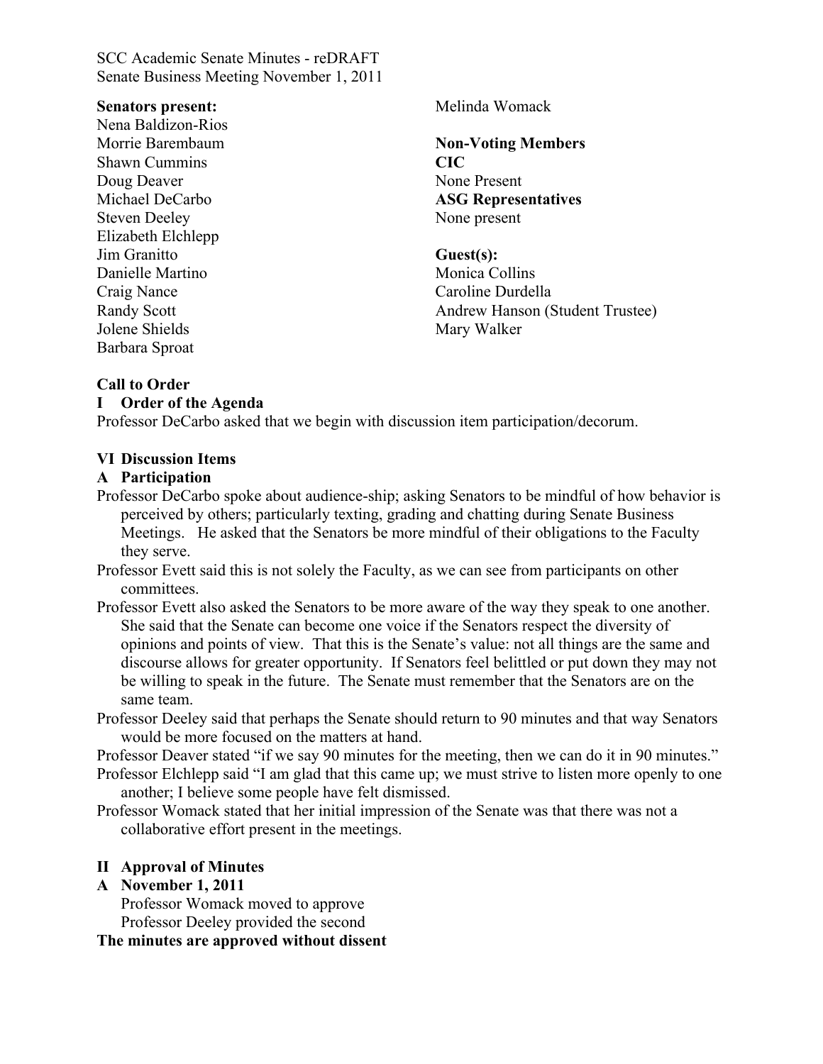SCC Academic Senate Minutes - reDRAFT
Senate Business Meeting November 1, 2011

**Senators present:**
Nena Baldizon-Rios
Morrie Barembaum
Shawn Cummins
Doug Deaver
Michael DeCarbo
Steven Deeley
Elizabeth Elchlepp
Jim Granitto
Danielle Martino
Craig Nance
Randy Scott
Jolene Shields
Barbara Sproat
Melinda Womack

**Non-Voting Members**
**CIC**
None Present
**ASG Representatives**
None present

**Guest(s):**
Monica Collins
Caroline Durdella
Andrew Hanson (Student Trustee)
Mary Walker

**Call to Order**

**I Order of the Agenda**

Professor DeCarbo asked that we begin with discussion item participation/decorum.

**VI Discussion Items**

**A Participation**

Professor DeCarbo spoke about audience-ship; asking Senators to be mindful of how behavior is perceived by others; particularly texting, grading and chatting during Senate Business Meetings. He asked that the Senators be more mindful of their obligations to the Faculty they serve.

Professor Evett said this is not solely the Faculty, as we can see from participants on other committees.

Professor Evett also asked the Senators to be more aware of the way they speak to one another. She said that the Senate can become one voice if the Senators respect the diversity of opinions and points of view. That this is the Senate's value: not all things are the same and discourse allows for greater opportunity. If Senators feel belittled or put down they may not be willing to speak in the future. The Senate must remember that the Senators are on the same team.

Professor Deeley said that perhaps the Senate should return to 90 minutes and that way Senators would be more focused on the matters at hand.

Professor Deaver stated "if we say 90 minutes for the meeting, then we can do it in 90 minutes."

Professor Elchlepp said "I am glad that this came up; we must strive to listen more openly to one another; I believe some people have felt dismissed.

Professor Womack stated that her initial impression of the Senate was that there was not a collaborative effort present in the meetings.

**II Approval of Minutes**

**A November 1, 2011**

Professor Womack moved to approve
Professor Deeley provided the second

**The minutes are approved without dissent**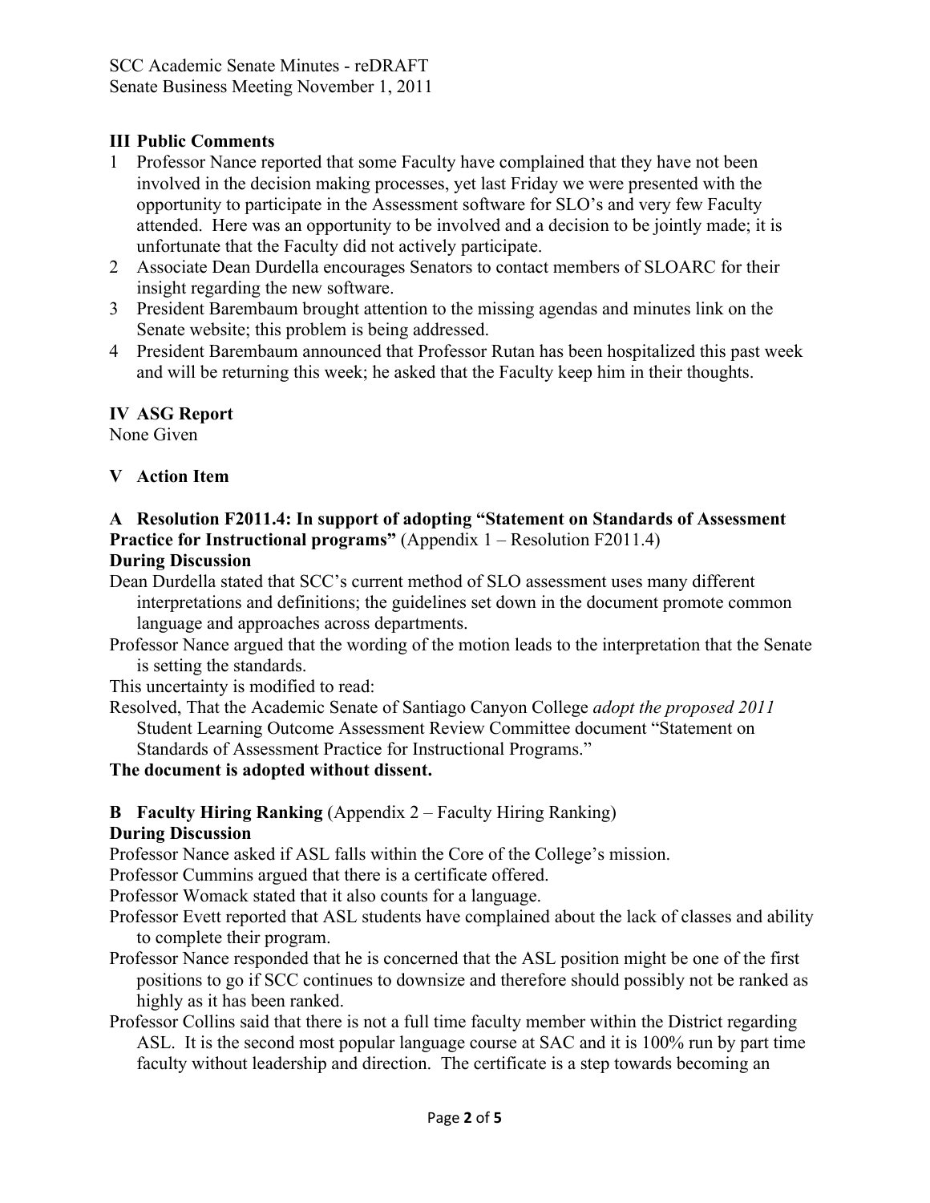## III Public Comments

1. Professor Nance reported that some Faculty have complained that they have not been involved in the decision making processes, yet last Friday we were presented with the opportunity to participate in the Assessment software for SLO's and very few Faculty attended. Here was an opportunity to be involved and a decision to be jointly made; it is unfortunate that the Faculty did not actively participate.
2. Associate Dean Durdella encourages Senators to contact members of SLOARC for their insight regarding the new software.
3. President Barembaum brought attention to the missing agendas and minutes link on the Senate website; this problem is being addressed.
4. President Barembaum announced that Professor Rutan has been hospitalized this past week and will be returning this week; he asked that the Faculty keep him in their thoughts.

## IV ASG Report

None Given

## V Action Item

### A Resolution F2011.4: In support of adopting "Statement on Standards of Assessment Practice for Instructional programs" (Appendix 1 – Resolution F2011.4)

**During Discussion**

Dean Durdella stated that SCC's current method of SLO assessment uses many different interpretations and definitions; the guidelines set down in the document promote common language and approaches across departments.

Professor Nance argued that the wording of the motion leads to the interpretation that the Senate is setting the standards.

This uncertainty is modified to read:

Resolved, That the Academic Senate of Santiago Canyon College *adopt the proposed 2011* Student Learning Outcome Assessment Review Committee document "Statement on Standards of Assessment Practice for Instructional Programs."

**The document is adopted without dissent.**

### B Faculty Hiring Ranking (Appendix 2 – Faculty Hiring Ranking)

**During Discussion**

Professor Nance asked if ASL falls within the Core of the College's mission.

Professor Cummins argued that there is a certificate offered.

Professor Womack stated that it also counts for a language.

Professor Evett reported that ASL students have complained about the lack of classes and ability to complete their program.

Professor Nance responded that he is concerned that the ASL position might be one of the first positions to go if SCC continues to downsize and therefore should possibly not be ranked as highly as it has been ranked.

Professor Collins said that there is not a full time faculty member within the District regarding ASL. It is the second most popular language course at SAC and it is 100% run by part time faculty without leadership and direction. The certificate is a step towards becoming an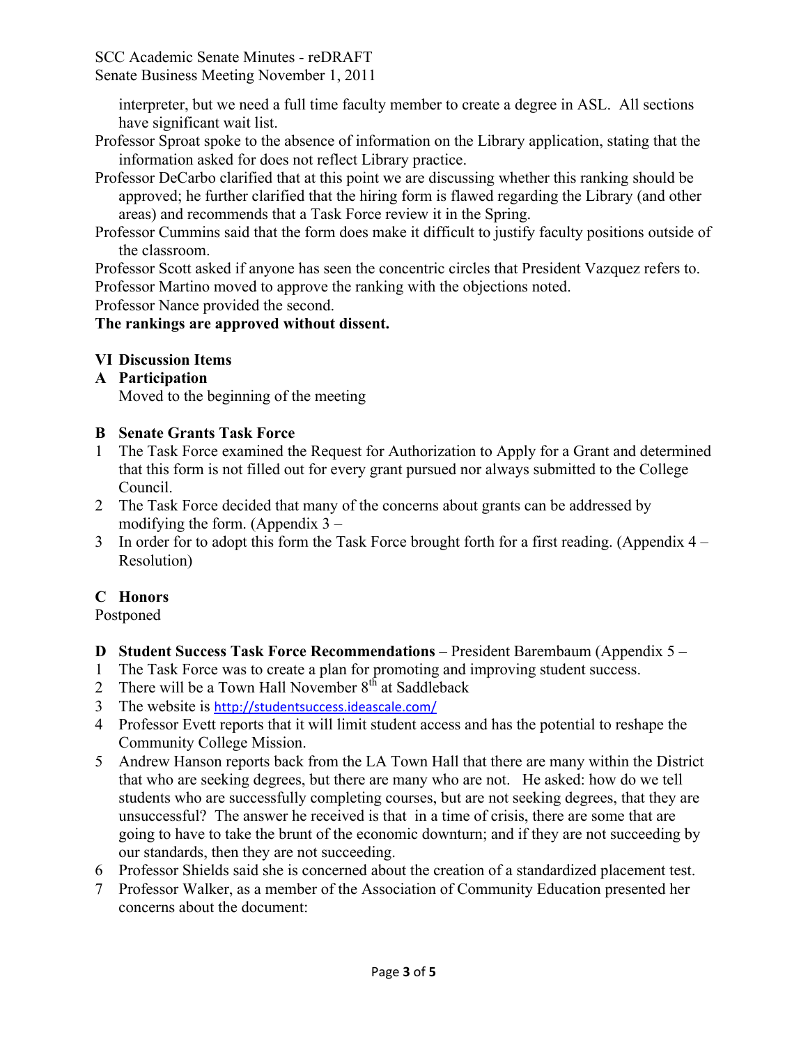interpreter, but we need a full time faculty member to create a degree in ASL. All sections have significant wait list.

Professor Sproat spoke to the absence of information on the Library application, stating that the information asked for does not reflect Library practice.

Professor DeCarbo clarified that at this point we are discussing whether this ranking should be approved; he further clarified that the hiring form is flawed regarding the Library (and other areas) and recommends that a Task Force review it in the Spring.

Professor Cummins said that the form does make it difficult to justify faculty positions outside of the classroom.

Professor Scott asked if anyone has seen the concentric circles that President Vazquez refers to.

Professor Martino moved to approve the ranking with the objections noted.

Professor Nance provided the second.

**The rankings are approved without dissent.**

## VI Discussion Items

### A Participation

Moved to the beginning of the meeting

### B Senate Grants Task Force

1. The Task Force examined the Request for Authorization to Apply for a Grant and determined that this form is not filled out for every grant pursued nor always submitted to the College Council.
2. The Task Force decided that many of the concerns about grants can be addressed by modifying the form. (Appendix 3 –
3. In order for to adopt this form the Task Force brought forth for a first reading. (Appendix 4 – Resolution)

### C Honors

Postponed

### D Student Success Task Force Recommendations – President Barembaum (Appendix 5 –

1. The Task Force was to create a plan for promoting and improving student success.
2. There will be a Town Hall November 8th at Saddleback
3. The website is http://studentsuccess.ideascale.com/
4. Professor Evett reports that it will limit student access and has the potential to reshape the Community College Mission.
5. Andrew Hanson reports back from the LA Town Hall that there are many within the District that who are seeking degrees, but there are many who are not. He asked: how do we tell students who are successfully completing courses, but are not seeking degrees, that they are unsuccessful? The answer he received is that in a time of crisis, there are some that are going to have to take the brunt of the economic downturn; and if they are not succeeding by our standards, then they are not succeeding.
6. Professor Shields said she is concerned about the creation of a standardized placement test.
7. Professor Walker, as a member of the Association of Community Education presented her concerns about the document: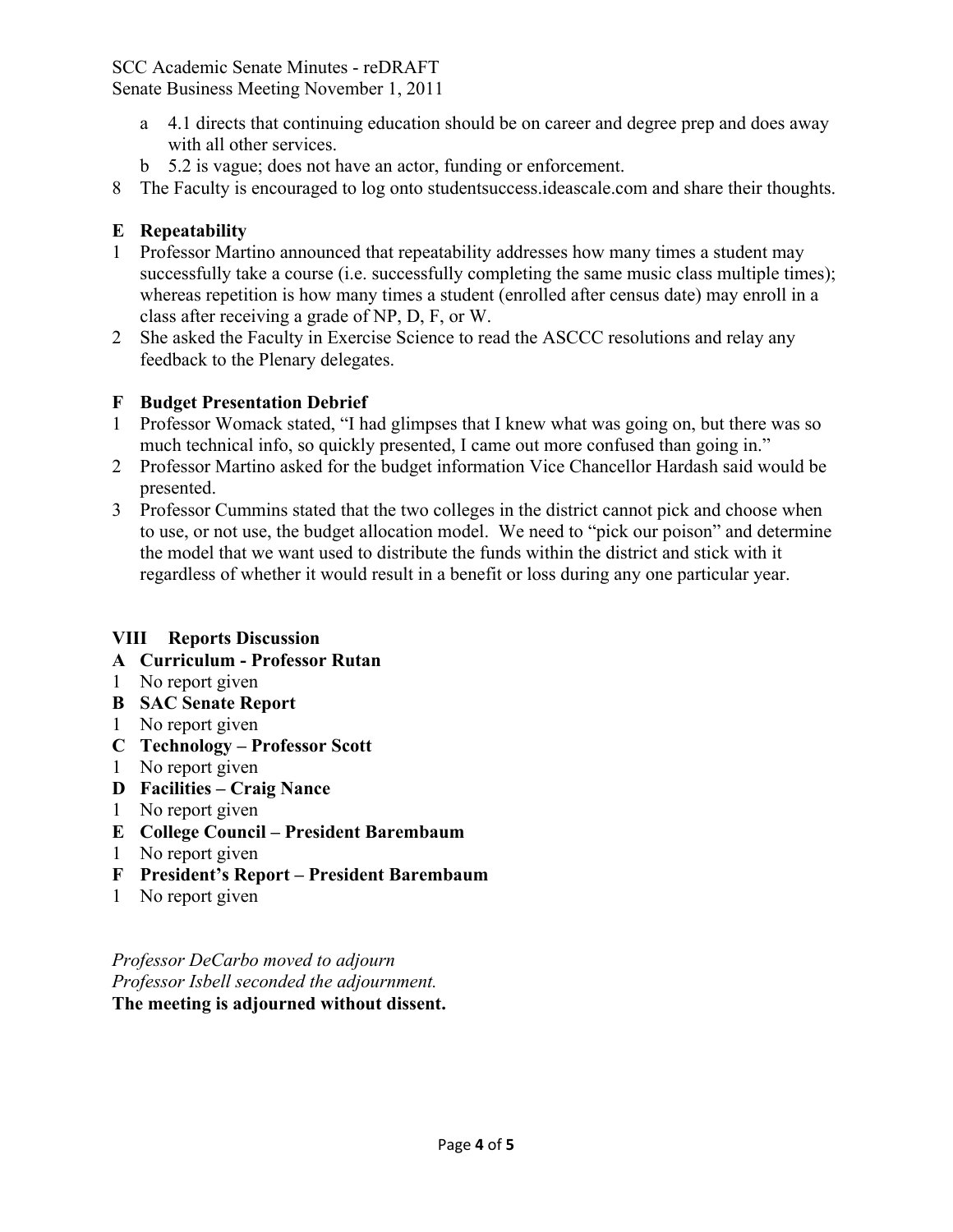a. 4.1 directs that continuing education should be on career and degree prep and does away with all other services.
b. 5.2 is vague; does not have an actor, funding or enforcement.

8. The Faculty is encouraged to log onto studentsuccess.ideascale.com and share their thoughts.

**E Repeatability**

1. Professor Martino announced that repeatability addresses how many times a student may successfully take a course (i.e. successfully completing the same music class multiple times); whereas repetition is how many times a student (enrolled after census date) may enroll in a class after receiving a grade of NP, D, F, or W.
2. She asked the Faculty in Exercise Science to read the ASCCC resolutions and relay any feedback to the Plenary delegates.

**F Budget Presentation Debrief**

1. Professor Womack stated, "I had glimpses that I knew what was going on, but there was so much technical info, so quickly presented, I came out more confused than going in."
2. Professor Martino asked for the budget information Vice Chancellor Hardash said would be presented.
3. Professor Cummins stated that the two colleges in the district cannot pick and choose when to use, or not use, the budget allocation model. We need to "pick our poison" and determine the model that we want used to distribute the funds within the district and stick with it regardless of whether it would result in a benefit or loss during any one particular year.

**VIII Reports Discussion**

**A Curriculum - Professor Rutan**

1. No report given

**B SAC Senate Report**

1. No report given

**C Technology – Professor Scott**

1. No report given

**D Facilities – Craig Nance**

1. No report given

**E College Council – President Barembaum**

1. No report given

**F President's Report – President Barembaum**

1. No report given

*Professor DeCarbo moved to adjourn*
*Professor Isbell seconded the adjournment.*
**The meeting is adjourned without dissent.**